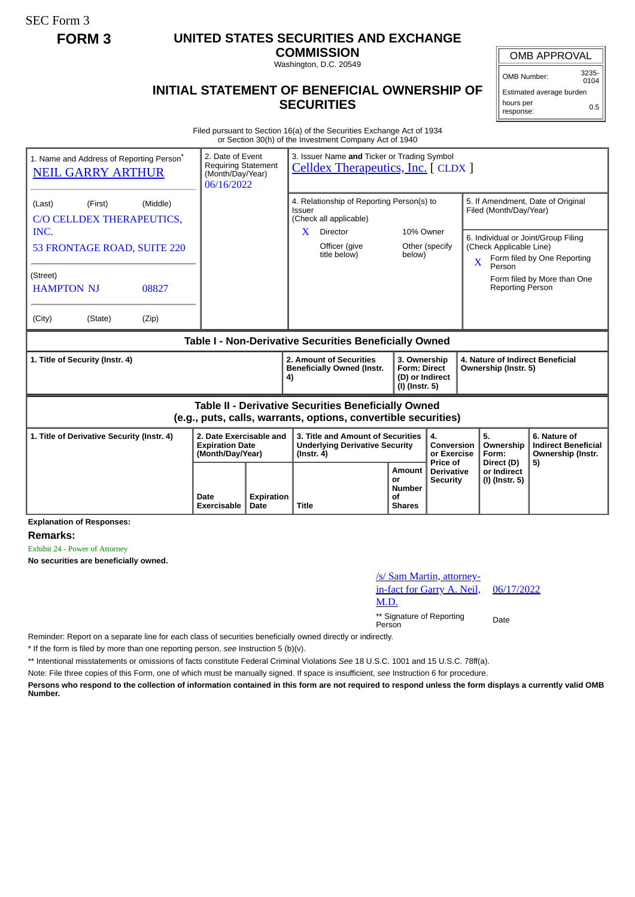SEC Form 3

**FORM 3**

# UNITED STATES SECURITIES AND EXCHANGE COMMISSION

Washington, D.C. 20549

## INITIAL STATEMENT OF BENEFICIAL OWNERSHIP OF SECURITIES

| OMB APPROVAL | |
|---|---|
| OMB Number: | 3235-0104 |
| Estimated average burden | |
| hours per response: | 0.5 |

Filed pursuant to Section 16(a) of the Securities Exchange Act of 1934
or Section 30(h) of the Investment Company Act of 1940

1. Name and Address of Reporting Person*
NEIL GARRY ARTHUR

(Last) (First) (Middle)
C/O CELLDEX THERAPEUTICS, INC.
53 FRONTAGE ROAD, SUITE 220

(Street)
HAMPTON NJ 08827

(City) (State) (Zip)

2. Date of Event Requiring Statement (Month/Day/Year)
06/16/2022

3. Issuer Name **and** Ticker or Trading Symbol
Celldex Therapeutics, Inc. [ CLDX ]

4. Relationship of Reporting Person(s) to Issuer
(Check all applicable)
X Director
10% Owner
Officer (give title below)
Other (specify below)

5. If Amendment, Date of Original Filed (Month/Day/Year)

6. Individual or Joint/Group Filing (Check Applicable Line)
X Form filed by One Reporting Person
Form filed by More than One Reporting Person

### Table I - Non-Derivative Securities Beneficially Owned

| 1. Title of Security (Instr. 4) | 2. Amount of Securities Beneficially Owned (Instr. 4) | 3. Ownership Form: Direct (D) or Indirect (I) (Instr. 5) | 4. Nature of Indirect Beneficial Ownership (Instr. 5) |
|---|---|---|---|

### Table II - Derivative Securities Beneficially Owned (e.g., puts, calls, warrants, options, convertible securities)

| 1. Title of Derivative Security (Instr. 4) | 2. Date Exercisable and Expiration Date (Month/Day/Year) | | 3. Title and Amount of Securities Underlying Derivative Security (Instr. 4) | | 4. Conversion or Exercise Price of Derivative Security | 5. Ownership Form: Direct (D) or Indirect (I) (Instr. 5) | 6. Nature of Indirect Beneficial Ownership (Instr. 5) |
|---|---|---|---|---|---|---|---|
| | Date Exercisable | Expiration Date | Title | Amount or Number of Shares | | | |

**Explanation of Responses:**

**Remarks:**

Exhibit 24 - Power of Attorney

**No securities are beneficially owned.**

/s/ Sam Martin, attorney-in-fact for Garry A. Neil, M.D. 06/17/2022

** Signature of Reporting Person Date

Reminder: Report on a separate line for each class of securities beneficially owned directly or indirectly.

* If the form is filed by more than one reporting person, *see* Instruction 5 (b)(v).

** Intentional misstatements or omissions of facts constitute Federal Criminal Violations *See* 18 U.S.C. 1001 and 15 U.S.C. 78ff(a).

Note: File three copies of this Form, one of which must be manually signed. If space is insufficient, *see* Instruction 6 for procedure.

**Persons who respond to the collection of information contained in this form are not required to respond unless the form displays a currently valid OMB Number.**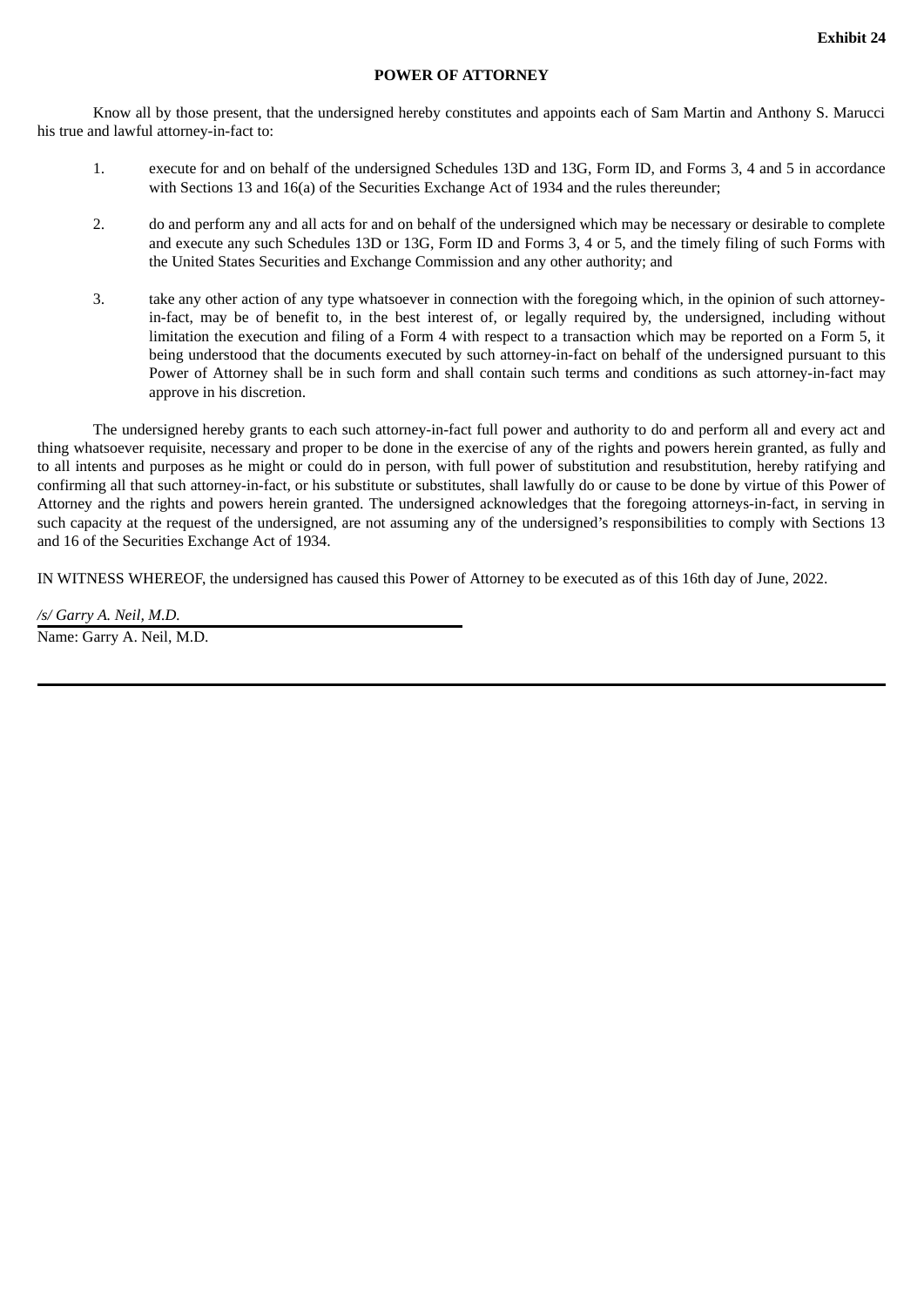**Exhibit 24**

# POWER OF ATTORNEY

Know all by those present, that the undersigned hereby constitutes and appoints each of Sam Martin and Anthony S. Marucci his true and lawful attorney-in-fact to:

1. execute for and on behalf of the undersigned Schedules 13D and 13G, Form ID, and Forms 3, 4 and 5 in accordance with Sections 13 and 16(a) of the Securities Exchange Act of 1934 and the rules thereunder;

2. do and perform any and all acts for and on behalf of the undersigned which may be necessary or desirable to complete and execute any such Schedules 13D or 13G, Form ID and Forms 3, 4 or 5, and the timely filing of such Forms with the United States Securities and Exchange Commission and any other authority; and

3. take any other action of any type whatsoever in connection with the foregoing which, in the opinion of such attorney-in-fact, may be of benefit to, in the best interest of, or legally required by, the undersigned, including without limitation the execution and filing of a Form 4 with respect to a transaction which may be reported on a Form 5, it being understood that the documents executed by such attorney-in-fact on behalf of the undersigned pursuant to this Power of Attorney shall be in such form and shall contain such terms and conditions as such attorney-in-fact may approve in his discretion.

The undersigned hereby grants to each such attorney-in-fact full power and authority to do and perform all and every act and thing whatsoever requisite, necessary and proper to be done in the exercise of any of the rights and powers herein granted, as fully and to all intents and purposes as he might or could do in person, with full power of substitution and resubstitution, hereby ratifying and confirming all that such attorney-in-fact, or his substitute or substitutes, shall lawfully do or cause to be done by virtue of this Power of Attorney and the rights and powers herein granted. The undersigned acknowledges that the foregoing attorneys-in-fact, in serving in such capacity at the request of the undersigned, are not assuming any of the undersigned's responsibilities to comply with Sections 13 and 16 of the Securities Exchange Act of 1934.

IN WITNESS WHEREOF, the undersigned has caused this Power of Attorney to be executed as of this 16th day of June, 2022.

*/s/ Garry A. Neil, M.D.*

Name: Garry A. Neil, M.D.